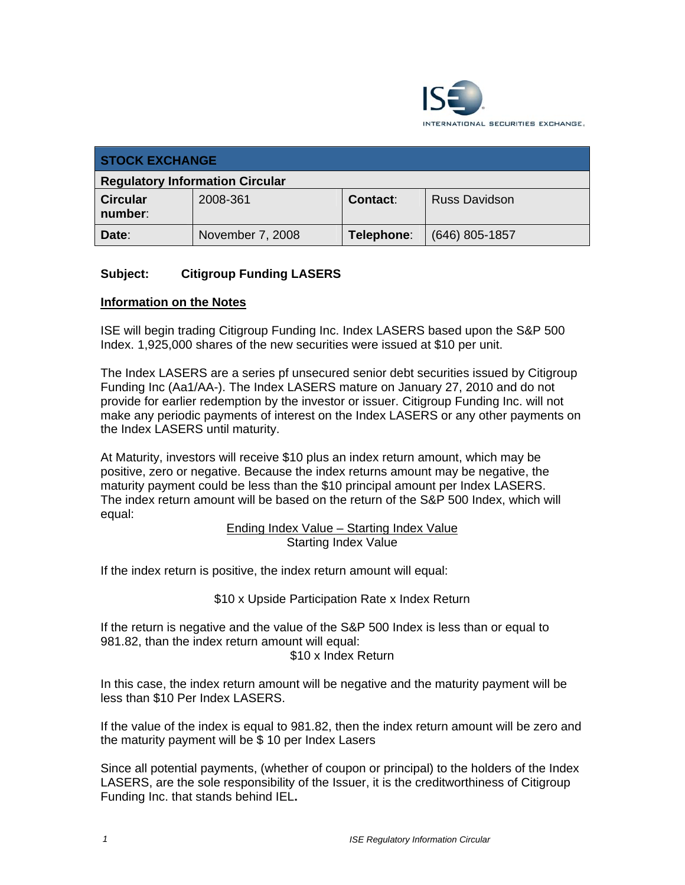ISE INTERNATIONAL SECURITIES EXCHANGE.

| STOCK EXCHANGE | | | |
|---|---|---|---|
| **Regulatory Information Circular** | | | |
| **Circular number**: | 2008-361 | **Contact**: | Russ Davidson |
| **Date**: | November 7, 2008 | **Telephone**: | (646) 805-1857 |

**Subject: Citigroup Funding LASERS**

## Information on the Notes

ISE will begin trading Citigroup Funding Inc. Index LASERS based upon the S&P 500 Index. 1,925,000 shares of the new securities were issued at $10 per unit.

The Index LASERS are a series pf unsecured senior debt securities issued by Citigroup Funding Inc (Aa1/AA-). The Index LASERS mature on January 27, 2010 and do not provide for earlier redemption by the investor or issuer. Citigroup Funding Inc. will not make any periodic payments of interest on the Index LASERS or any other payments on the Index LASERS until maturity.

At Maturity, investors will receive $10 plus an index return amount, which may be positive, zero or negative. Because the index returns amount may be negative, the maturity payment could be less than the $10 principal amount per Index LASERS. The index return amount will be based on the return of the S&P 500 Index, which will equal:

$$\frac{\text{Ending Index Value} - \text{Starting Index Value}}{\text{Starting Index Value}}$$

If the index return is positive, the index return amount will equal:

$$\$10 \times \text{Upside Participation Rate} \times \text{Index Return}$$

If the return is negative and the value of the S&P 500 Index is less than or equal to 981.82, than the index return amount will equal:

$$\$10 \times \text{Index Return}$$

In this case, the index return amount will be negative and the maturity payment will be less than $10 Per Index LASERS.

If the value of the index is equal to 981.82, then the index return amount will be zero and the maturity payment will be $ 10 per Index Lasers

Since all potential payments, (whether of coupon or principal) to the holders of the Index LASERS, are the sole responsibility of the Issuer, it is the creditworthiness of Citigroup Funding Inc. that stands behind IEL**.**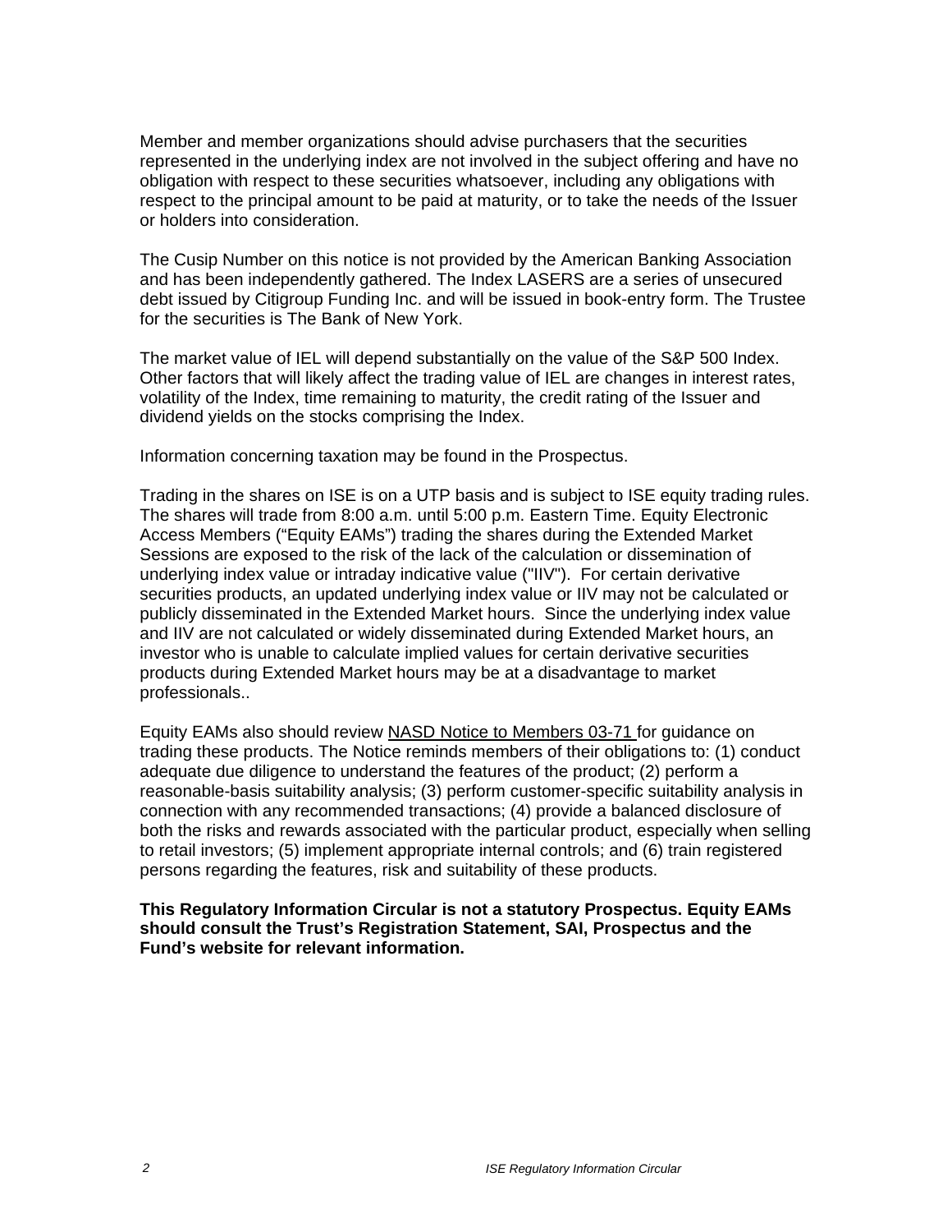Member and member organizations should advise purchasers that the securities represented in the underlying index are not involved in the subject offering and have no obligation with respect to these securities whatsoever, including any obligations with respect to the principal amount to be paid at maturity, or to take the needs of the Issuer or holders into consideration.

The Cusip Number on this notice is not provided by the American Banking Association and has been independently gathered. The Index LASERS are a series of unsecured debt issued by Citigroup Funding Inc. and will be issued in book-entry form. The Trustee for the securities is The Bank of New York.

The market value of IEL will depend substantially on the value of the S&P 500 Index. Other factors that will likely affect the trading value of IEL are changes in interest rates, volatility of the Index, time remaining to maturity, the credit rating of the Issuer and dividend yields on the stocks comprising the Index.

Information concerning taxation may be found in the Prospectus.

Trading in the shares on ISE is on a UTP basis and is subject to ISE equity trading rules. The shares will trade from 8:00 a.m. until 5:00 p.m. Eastern Time. Equity Electronic Access Members ("Equity EAMs") trading the shares during the Extended Market Sessions are exposed to the risk of the lack of the calculation or dissemination of underlying index value or intraday indicative value ("IIV"). For certain derivative securities products, an updated underlying index value or IIV may not be calculated or publicly disseminated in the Extended Market hours. Since the underlying index value and IIV are not calculated or widely disseminated during Extended Market hours, an investor who is unable to calculate implied values for certain derivative securities products during Extended Market hours may be at a disadvantage to market professionals..

Equity EAMs also should review NASD Notice to Members 03-71 for guidance on trading these products. The Notice reminds members of their obligations to: (1) conduct adequate due diligence to understand the features of the product; (2) perform a reasonable-basis suitability analysis; (3) perform customer-specific suitability analysis in connection with any recommended transactions; (4) provide a balanced disclosure of both the risks and rewards associated with the particular product, especially when selling to retail investors; (5) implement appropriate internal controls; and (6) train registered persons regarding the features, risk and suitability of these products.

**This Regulatory Information Circular is not a statutory Prospectus. Equity EAMs should consult the Trust's Registration Statement, SAI, Prospectus and the Fund's website for relevant information.**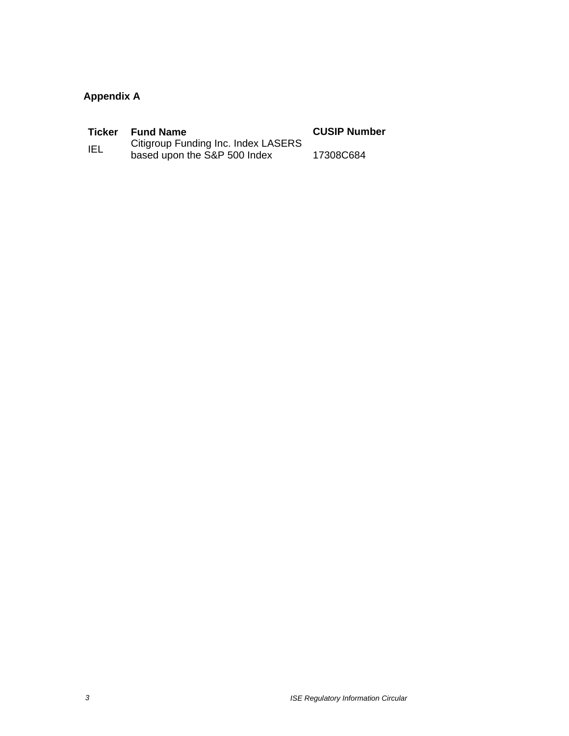## Appendix A

| Ticker | Fund Name | CUSIP Number |
|---|---|---|
| IEL | Citigroup Funding Inc. Index LASERS based upon the S&P 500 Index | 17308C684 |